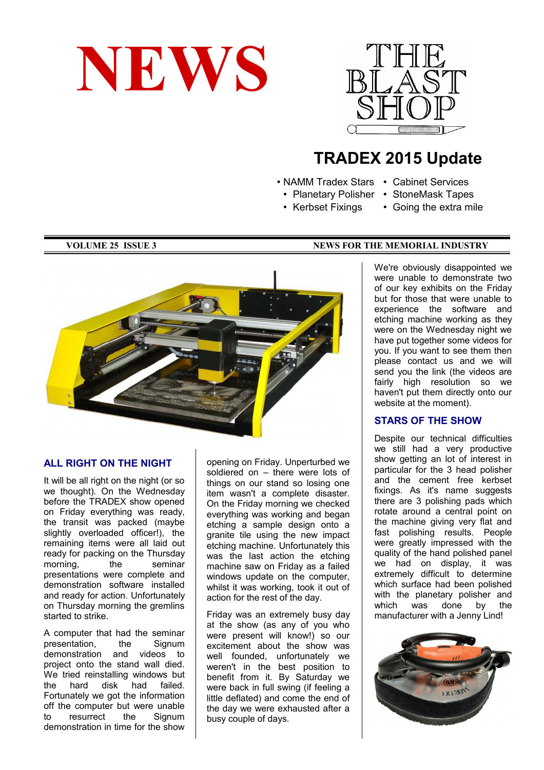# NEWS

THE BLAST SHOP

## TRADEX 2015 Update

- NAMM Tradex Stars
- Planetary Polisher
- Kerbset Fixings
- Cabinet Services
- StoneMask Tapes
- Going the extra mile

**VOLUME 25 ISSUE 3** **NEWS FOR THE MEMORIAL INDUSTRY**

### ALL RIGHT ON THE NIGHT

It will be all right on the night (or so we thought). On the Wednesday before the TRADEX show opened on Friday everything was ready, the transit was packed (maybe slightly overloaded officer!), the remaining items were all laid out ready for packing on the Thursday morning, the seminar presentations were complete and demonstration software installed and ready for action. Unfortunately on Thursday morning the gremlins started to strike.

A computer that had the seminar presentation, the Signum demonstration and videos to project onto the stand wall died. We tried reinstalling windows but the hard disk had failed. Fortunately we got the information off the computer but were unable to resurrect the Signum demonstration in time for the show opening on Friday. Unperturbed we soldiered on – there were lots of things on our stand so losing one item wasn't a complete disaster. On the Friday morning we checked everything was working and began etching a sample design onto a granite tile using the new impact etching machine. Unfortunately this was the last action the etching machine saw on Friday as a failed windows update on the computer, whilst it was working, took it out of action for the rest of the day.

Friday was an extremely busy day at the show (as any of you who were present will know!) so our excitement about the show was well founded, unfortunately we weren't in the best position to benefit from it. By Saturday we were back in full swing (if feeling a little deflated) and come the end of the day we were exhausted after a busy couple of days.

We're obviously disappointed we were unable to demonstrate two of our key exhibits on the Friday but for those that were unable to experience the software and etching machine working as they were on the Wednesday night we have put together some videos for you. If you want to see them then please contact us and we will send you the link (the videos are fairly high resolution so we haven't put them directly onto our website at the moment).

### STARS OF THE SHOW

Despite our technical difficulties we still had a very productive show getting an lot of interest in particular for the 3 head polisher and the cement free kerbset fixings. As it's name suggests there are 3 polishing pads which rotate around a central point on the machine giving very flat and fast polishing results. People were greatly impressed with the quality of the hand polished panel we had on display, it was extremely difficult to determine which surface had been polished with the planetary polisher and which was done by the manufacturer with a Jenny Lind!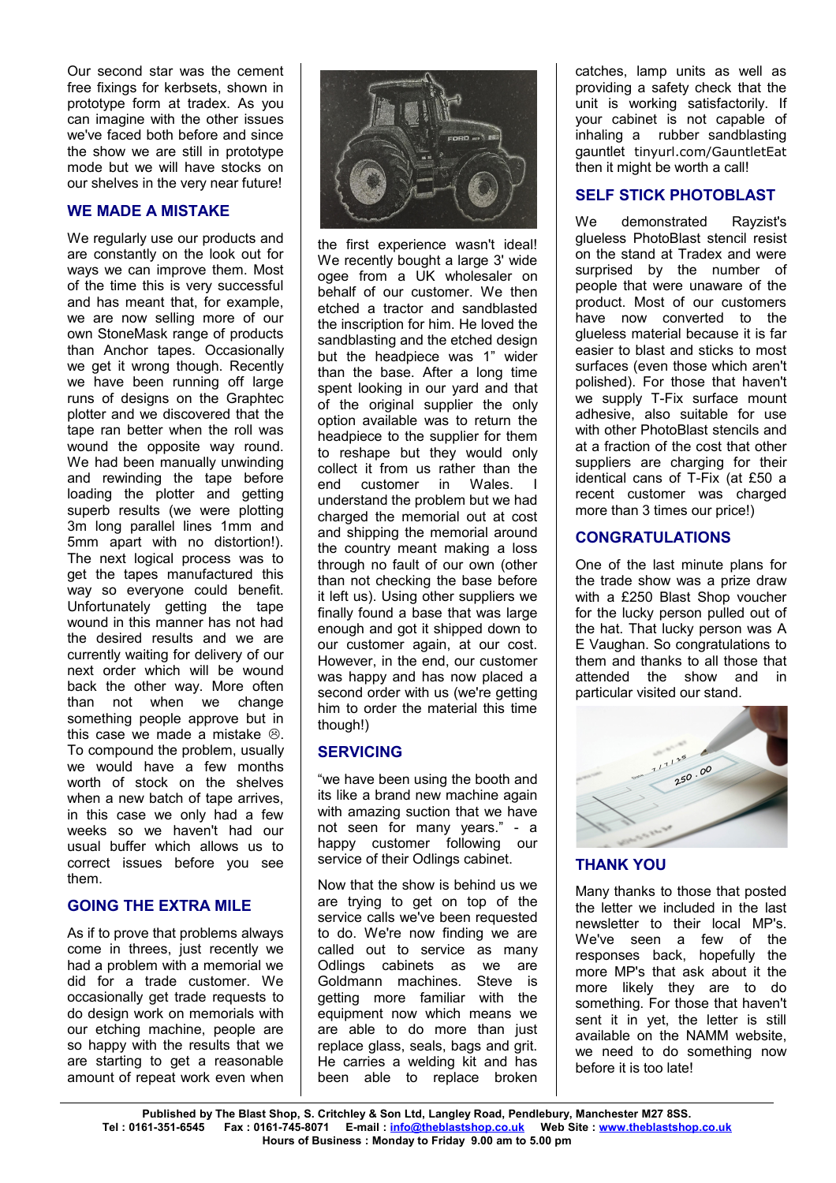Our second star was the cement free fixings for kerbsets, shown in prototype form at tradex. As you can imagine with the other issues we've faced both before and since the show we are still in prototype mode but we will have stocks on our shelves in the very near future!

## WE MADE A MISTAKE

We regularly use our products and are constantly on the look out for ways we can improve them. Most of the time this is very successful and has meant that, for example, we are now selling more of our own StoneMask range of products than Anchor tapes. Occasionally we get it wrong though. Recently we have been running off large runs of designs on the Graphtec plotter and we discovered that the tape ran better when the roll was wound the opposite way round. We had been manually unwinding and rewinding the tape before loading the plotter and getting superb results (we were plotting 3m long parallel lines 1mm and 5mm apart with no distortion!). The next logical process was to get the tapes manufactured this way so everyone could benefit. Unfortunately getting the tape wound in this manner has not had the desired results and we are currently waiting for delivery of our next order which will be wound back the other way. More often than not when we change something people approve but in this case we made a mistake ☹. To compound the problem, usually we would have a few months worth of stock on the shelves when a new batch of tape arrives, in this case we only had a few weeks so we haven't had our usual buffer which allows us to correct issues before you see them.

## GOING THE EXTRA MILE

As if to prove that problems always come in threes, just recently we had a problem with a memorial we did for a trade customer. We occasionally get trade requests to do design work on memorials with our etching machine, people are so happy with the results that we are starting to get a reasonable amount of repeat work even when the first experience wasn't ideal! We recently bought a large 3' wide ogee from a UK wholesaler on behalf of our customer. We then etched a tractor and sandblasted the inscription for him. He loved the sandblasting and the etched design but the headpiece was 1" wider than the base. After a long time spent looking in our yard and that of the original supplier the only option available was to return the headpiece to the supplier for them to reshape but they would only collect it from us rather than the end customer in Wales. I understand the problem but we had charged the memorial out at cost and shipping the memorial around the country meant making a loss through no fault of our own (other than not checking the base before it left us). Using other suppliers we finally found a base that was large enough and got it shipped down to our customer again, at our cost. However, in the end, our customer was happy and has now placed a second order with us (we're getting him to order the material this time though!)

## SERVICING

"we have been using the booth and its like a brand new machine again with amazing suction that we have not seen for many years." - a happy customer following our service of their Odlings cabinet.

Now that the show is behind us we are trying to get on top of the service calls we've been requested to do. We're now finding we are called out to service as many Odlings cabinets as we are Goldmann machines. Steve is getting more familiar with the equipment now which means we are able to do more than just replace glass, seals, bags and grit. He carries a welding kit and has been able to replace broken catches, lamp units as well as providing a safety check that the unit is working satisfactorily. If your cabinet is not capable of inhaling a rubber sandblasting gauntlet tinyurl.com/GauntletEat then it might be worth a call!

## SELF STICK PHOTOBLAST

We demonstrated Rayzist's glueless PhotoBlast stencil resist on the stand at Tradex and were surprised by the number of people that were unaware of the product. Most of our customers have now converted to the glueless material because it is far easier to blast and sticks to most surfaces (even those which aren't polished). For those that haven't we supply T-Fix surface mount adhesive, also suitable for use with other PhotoBlast stencils and at a fraction of the cost that other suppliers are charging for their identical cans of T-Fix (at £50 a recent customer was charged more than 3 times our price!)

## CONGRATULATIONS

One of the last minute plans for the trade show was a prize draw with a £250 Blast Shop voucher for the lucky person pulled out of the hat. That lucky person was A E Vaughan. So congratulations to them and thanks to all those that attended the show and in particular visited our stand.

## THANK YOU

Many thanks to those that posted the letter we included in the last newsletter to their local MP's. We've seen a few of the responses back, hopefully the more MP's that ask about it the more likely they are to do something. For those that haven't sent it in yet, the letter is still available on the NAMM website, we need to do something now before it is too late!

**Published by The Blast Shop, S. Critchley & Son Ltd, Langley Road, Pendlebury, Manchester M27 8SS.**
**Tel : 0161-351-6545 Fax : 0161-745-8071 E-mail : info@theblastshop.co.uk Web Site : www.theblastshop.co.uk**
**Hours of Business : Monday to Friday 9.00 am to 5.00 pm**